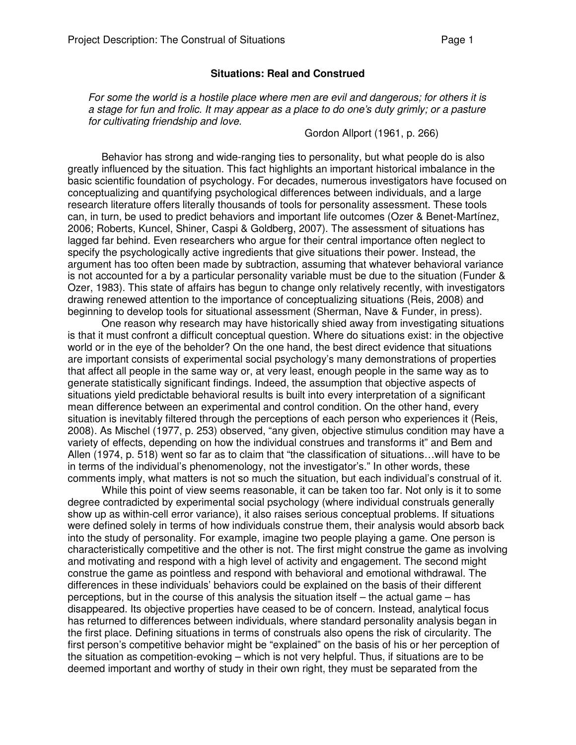## Situations: Real and Construed

*For some the world is a hostile place where men are evil and dangerous; for others it is a stage for fun and frolic. It may appear as a place to do one's duty grimly; or a pasture for cultivating friendship and love.*

Gordon Allport (1961, p. 266)

Behavior has strong and wide-ranging ties to personality, but what people do is also greatly influenced by the situation. This fact highlights an important historical imbalance in the basic scientific foundation of psychology. For decades, numerous investigators have focused on conceptualizing and quantifying psychological differences between individuals, and a large research literature offers literally thousands of tools for personality assessment. These tools can, in turn, be used to predict behaviors and important life outcomes (Ozer & Benet-Martínez, 2006; Roberts, Kuncel, Shiner, Caspi & Goldberg, 2007). The assessment of situations has lagged far behind. Even researchers who argue for their central importance often neglect to specify the psychologically active ingredients that give situations their power. Instead, the argument has too often been made by subtraction, assuming that whatever behavioral variance is not accounted for a by a particular personality variable must be due to the situation (Funder & Ozer, 1983). This state of affairs has begun to change only relatively recently, with investigators drawing renewed attention to the importance of conceptualizing situations (Reis, 2008) and beginning to develop tools for situational assessment (Sherman, Nave & Funder, in press).

One reason why research may have historically shied away from investigating situations is that it must confront a difficult conceptual question. Where do situations exist: in the objective world or in the eye of the beholder? On the one hand, the best direct evidence that situations are important consists of experimental social psychology's many demonstrations of properties that affect all people in the same way or, at very least, enough people in the same way as to generate statistically significant findings. Indeed, the assumption that objective aspects of situations yield predictable behavioral results is built into every interpretation of a significant mean difference between an experimental and control condition. On the other hand, every situation is inevitably filtered through the perceptions of each person who experiences it (Reis, 2008). As Mischel (1977, p. 253) observed, "any given, objective stimulus condition may have a variety of effects, depending on how the individual construes and transforms it" and Bem and Allen (1974, p. 518) went so far as to claim that "the classification of situations…will have to be in terms of the individual's phenomenology, not the investigator's." In other words, these comments imply, what matters is not so much the situation, but each individual's construal of it.

While this point of view seems reasonable, it can be taken too far. Not only is it to some degree contradicted by experimental social psychology (where individual construals generally show up as within-cell error variance), it also raises serious conceptual problems. If situations were defined solely in terms of how individuals construe them, their analysis would absorb back into the study of personality. For example, imagine two people playing a game. One person is characteristically competitive and the other is not. The first might construe the game as involving and motivating and respond with a high level of activity and engagement. The second might construe the game as pointless and respond with behavioral and emotional withdrawal. The differences in these individuals' behaviors could be explained on the basis of their different perceptions, but in the course of this analysis the situation itself – the actual game – has disappeared. Its objective properties have ceased to be of concern. Instead, analytical focus has returned to differences between individuals, where standard personality analysis began in the first place. Defining situations in terms of construals also opens the risk of circularity. The first person's competitive behavior might be "explained" on the basis of his or her perception of the situation as competition-evoking – which is not very helpful. Thus, if situations are to be deemed important and worthy of study in their own right, they must be separated from the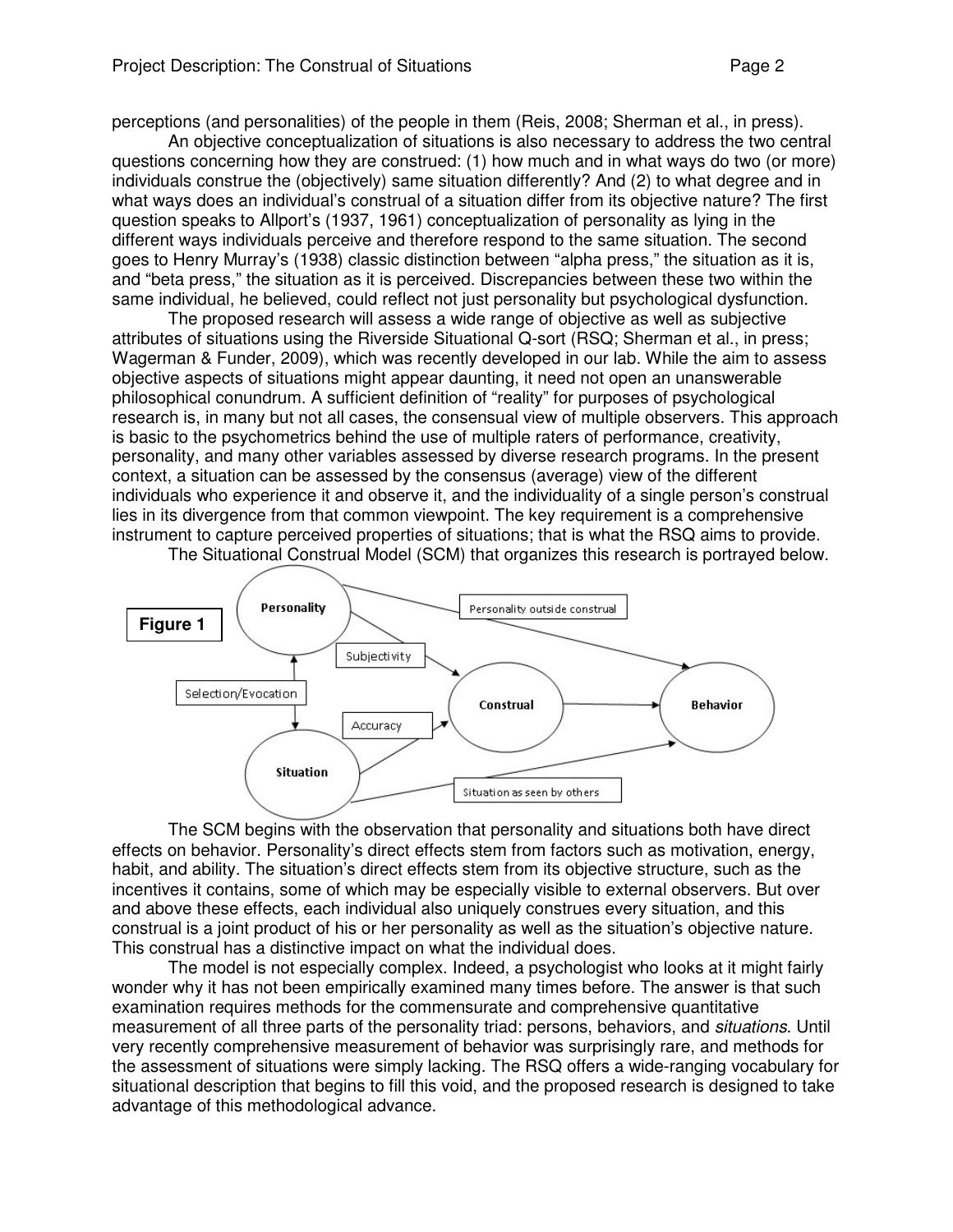perceptions (and personalities) of the people in them (Reis, 2008; Sherman et al., in press).

An objective conceptualization of situations is also necessary to address the two central questions concerning how they are construed: (1) how much and in what ways do two (or more) individuals construe the (objectively) same situation differently? And (2) to what degree and in what ways does an individual's construal of a situation differ from its objective nature? The first question speaks to Allport's (1937, 1961) conceptualization of personality as lying in the different ways individuals perceive and therefore respond to the same situation. The second goes to Henry Murray's (1938) classic distinction between "alpha press," the situation as it is, and "beta press," the situation as it is perceived. Discrepancies between these two within the same individual, he believed, could reflect not just personality but psychological dysfunction.

The proposed research will assess a wide range of objective as well as subjective attributes of situations using the Riverside Situational Q-sort (RSQ; Sherman et al., in press; Wagerman & Funder, 2009), which was recently developed in our lab. While the aim to assess objective aspects of situations might appear daunting, it need not open an unanswerable philosophical conundrum. A sufficient definition of "reality" for purposes of psychological research is, in many but not all cases, the consensual view of multiple observers. This approach is basic to the psychometrics behind the use of multiple raters of performance, creativity, personality, and many other variables assessed by diverse research programs. In the present context, a situation can be assessed by the consensus (average) view of the different individuals who experience it and observe it, and the individuality of a single person's construal lies in its divergence from that common viewpoint. The key requirement is a comprehensive instrument to capture perceived properties of situations; that is what the RSQ aims to provide.

The Situational Construal Model (SCM) that organizes this research is portrayed below.

**Figure 1**

The SCM begins with the observation that personality and situations both have direct effects on behavior. Personality's direct effects stem from factors such as motivation, energy, habit, and ability. The situation's direct effects stem from its objective structure, such as the incentives it contains, some of which may be especially visible to external observers. But over and above these effects, each individual also uniquely construes every situation, and this construal is a joint product of his or her personality as well as the situation's objective nature. This construal has a distinctive impact on what the individual does.

The model is not especially complex. Indeed, a psychologist who looks at it might fairly wonder why it has not been empirically examined many times before. The answer is that such examination requires methods for the commensurate and comprehensive quantitative measurement of all three parts of the personality triad: persons, behaviors, and *situations*. Until very recently comprehensive measurement of behavior was surprisingly rare, and methods for the assessment of situations were simply lacking. The RSQ offers a wide-ranging vocabulary for situational description that begins to fill this void, and the proposed research is designed to take advantage of this methodological advance.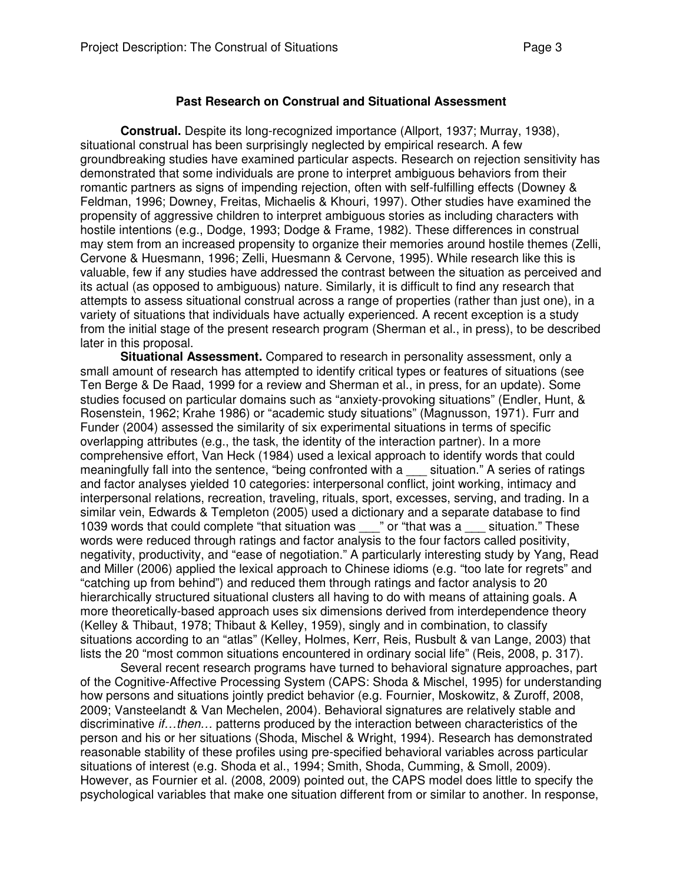### Past Research on Construal and Situational Assessment

**Construal.** Despite its long-recognized importance (Allport, 1937; Murray, 1938), situational construal has been surprisingly neglected by empirical research. A few groundbreaking studies have examined particular aspects. Research on rejection sensitivity has demonstrated that some individuals are prone to interpret ambiguous behaviors from their romantic partners as signs of impending rejection, often with self-fulfilling effects (Downey & Feldman, 1996; Downey, Freitas, Michaelis & Khouri, 1997). Other studies have examined the propensity of aggressive children to interpret ambiguous stories as including characters with hostile intentions (e.g., Dodge, 1993; Dodge & Frame, 1982). These differences in construal may stem from an increased propensity to organize their memories around hostile themes (Zelli, Cervone & Huesmann, 1996; Zelli, Huesmann & Cervone, 1995). While research like this is valuable, few if any studies have addressed the contrast between the situation as perceived and its actual (as opposed to ambiguous) nature. Similarly, it is difficult to find any research that attempts to assess situational construal across a range of properties (rather than just one), in a variety of situations that individuals have actually experienced. A recent exception is a study from the initial stage of the present research program (Sherman et al., in press), to be described later in this proposal.

**Situational Assessment.** Compared to research in personality assessment, only a small amount of research has attempted to identify critical types or features of situations (see Ten Berge & De Raad, 1999 for a review and Sherman et al., in press, for an update). Some studies focused on particular domains such as "anxiety-provoking situations" (Endler, Hunt, & Rosenstein, 1962; Krahe 1986) or "academic study situations" (Magnusson, 1971). Furr and Funder (2004) assessed the similarity of six experimental situations in terms of specific overlapping attributes (e.g., the task, the identity of the interaction partner). In a more comprehensive effort, Van Heck (1984) used a lexical approach to identify words that could meaningfully fall into the sentence, "being confronted with a ___ situation." A series of ratings and factor analyses yielded 10 categories: interpersonal conflict, joint working, intimacy and interpersonal relations, recreation, traveling, rituals, sport, excesses, serving, and trading. In a similar vein, Edwards & Templeton (2005) used a dictionary and a separate database to find 1039 words that could complete "that situation was ___" or "that was a ___ situation." These words were reduced through ratings and factor analysis to the four factors called positivity, negativity, productivity, and "ease of negotiation." A particularly interesting study by Yang, Read and Miller (2006) applied the lexical approach to Chinese idioms (e.g. "too late for regrets" and "catching up from behind") and reduced them through ratings and factor analysis to 20 hierarchically structured situational clusters all having to do with means of attaining goals. A more theoretically-based approach uses six dimensions derived from interdependence theory (Kelley & Thibaut, 1978; Thibaut & Kelley, 1959), singly and in combination, to classify situations according to an "atlas" (Kelley, Holmes, Kerr, Reis, Rusbult & van Lange, 2003) that lists the 20 "most common situations encountered in ordinary social life" (Reis, 2008, p. 317).

Several recent research programs have turned to behavioral signature approaches, part of the Cognitive-Affective Processing System (CAPS: Shoda & Mischel, 1995) for understanding how persons and situations jointly predict behavior (e.g. Fournier, Moskowitz, & Zuroff, 2008, 2009; Vansteelandt & Van Mechelen, 2004). Behavioral signatures are relatively stable and discriminative *if…then…* patterns produced by the interaction between characteristics of the person and his or her situations (Shoda, Mischel & Wright, 1994). Research has demonstrated reasonable stability of these profiles using pre-specified behavioral variables across particular situations of interest (e.g. Shoda et al., 1994; Smith, Shoda, Cumming, & Smoll, 2009). However, as Fournier et al. (2008, 2009) pointed out, the CAPS model does little to specify the psychological variables that make one situation different from or similar to another. In response,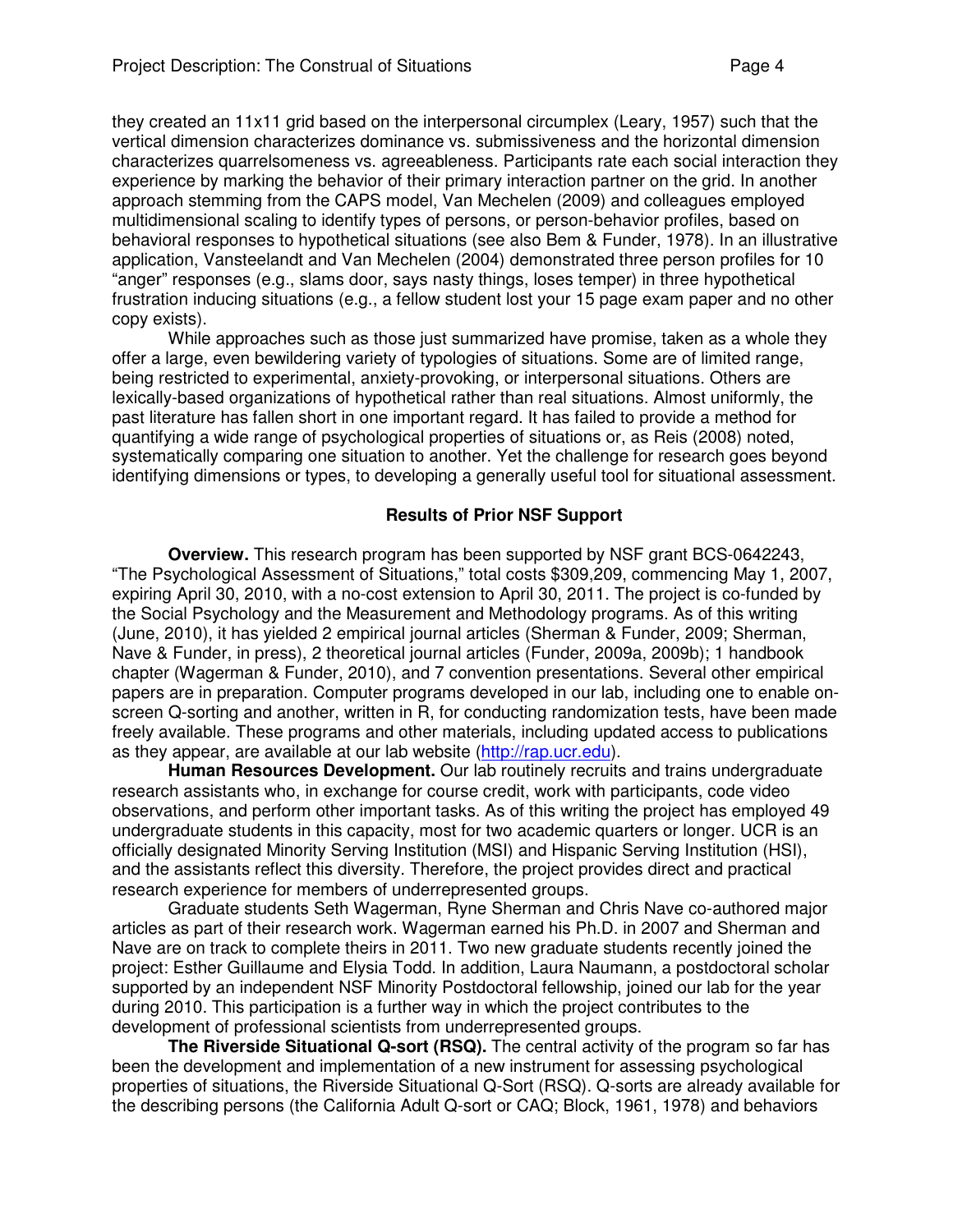they created an 11x11 grid based on the interpersonal circumplex (Leary, 1957) such that the vertical dimension characterizes dominance vs. submissiveness and the horizontal dimension characterizes quarrelsomeness vs. agreeableness. Participants rate each social interaction they experience by marking the behavior of their primary interaction partner on the grid. In another approach stemming from the CAPS model, Van Mechelen (2009) and colleagues employed multidimensional scaling to identify types of persons, or person-behavior profiles, based on behavioral responses to hypothetical situations (see also Bem & Funder, 1978). In an illustrative application, Vansteelandt and Van Mechelen (2004) demonstrated three person profiles for 10 "anger" responses (e.g., slams door, says nasty things, loses temper) in three hypothetical frustration inducing situations (e.g., a fellow student lost your 15 page exam paper and no other copy exists).

While approaches such as those just summarized have promise, taken as a whole they offer a large, even bewildering variety of typologies of situations. Some are of limited range, being restricted to experimental, anxiety-provoking, or interpersonal situations. Others are lexically-based organizations of hypothetical rather than real situations. Almost uniformly, the past literature has fallen short in one important regard. It has failed to provide a method for quantifying a wide range of psychological properties of situations or, as Reis (2008) noted, systematically comparing one situation to another. Yet the challenge for research goes beyond identifying dimensions or types, to developing a generally useful tool for situational assessment.

## Results of Prior NSF Support

**Overview.** This research program has been supported by NSF grant BCS-0642243, "The Psychological Assessment of Situations," total costs $309,209, commencing May 1, 2007, expiring April 30, 2010, with a no-cost extension to April 30, 2011. The project is co-funded by the Social Psychology and the Measurement and Methodology programs. As of this writing (June, 2010), it has yielded 2 empirical journal articles (Sherman & Funder, 2009; Sherman, Nave & Funder, in press), 2 theoretical journal articles (Funder, 2009a, 2009b); 1 handbook chapter (Wagerman & Funder, 2010), and 7 convention presentations. Several other empirical papers are in preparation. Computer programs developed in our lab, including one to enable on-screen Q-sorting and another, written in R, for conducting randomization tests, have been made freely available. These programs and other materials, including updated access to publications as they appear, are available at our lab website (http://rap.ucr.edu).

**Human Resources Development.** Our lab routinely recruits and trains undergraduate research assistants who, in exchange for course credit, work with participants, code video observations, and perform other important tasks. As of this writing the project has employed 49 undergraduate students in this capacity, most for two academic quarters or longer. UCR is an officially designated Minority Serving Institution (MSI) and Hispanic Serving Institution (HSI), and the assistants reflect this diversity. Therefore, the project provides direct and practical research experience for members of underrepresented groups.

Graduate students Seth Wagerman, Ryne Sherman and Chris Nave co-authored major articles as part of their research work. Wagerman earned his Ph.D. in 2007 and Sherman and Nave are on track to complete theirs in 2011. Two new graduate students recently joined the project: Esther Guillaume and Elysia Todd. In addition, Laura Naumann, a postdoctoral scholar supported by an independent NSF Minority Postdoctoral fellowship, joined our lab for the year during 2010. This participation is a further way in which the project contributes to the development of professional scientists from underrepresented groups.

**The Riverside Situational Q-sort (RSQ).** The central activity of the program so far has been the development and implementation of a new instrument for assessing psychological properties of situations, the Riverside Situational Q-Sort (RSQ). Q-sorts are already available for the describing persons (the California Adult Q-sort or CAQ; Block, 1961, 1978) and behaviors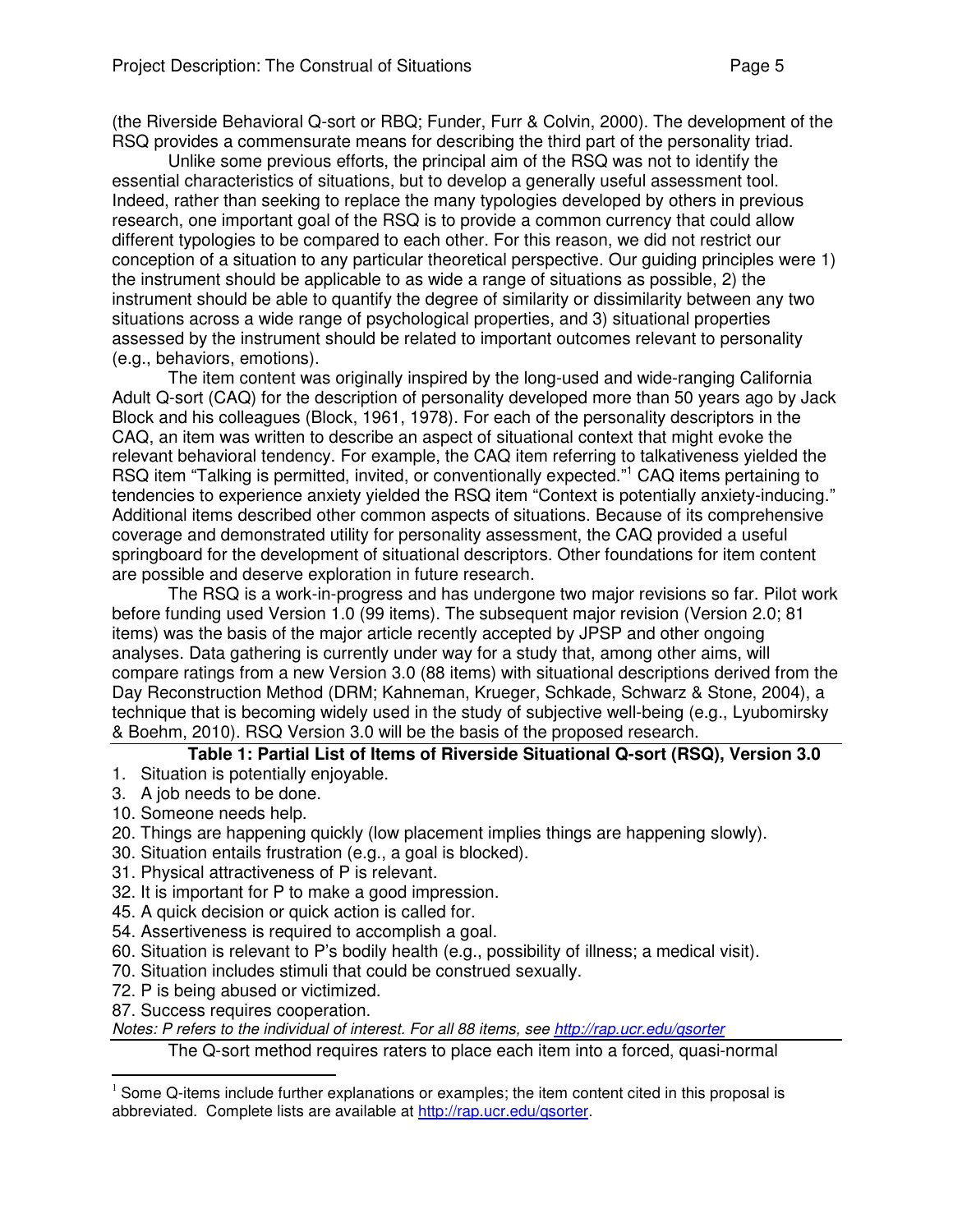(the Riverside Behavioral Q-sort or RBQ; Funder, Furr & Colvin, 2000). The development of the RSQ provides a commensurate means for describing the third part of the personality triad.

Unlike some previous efforts, the principal aim of the RSQ was not to identify the essential characteristics of situations, but to develop a generally useful assessment tool. Indeed, rather than seeking to replace the many typologies developed by others in previous research, one important goal of the RSQ is to provide a common currency that could allow different typologies to be compared to each other. For this reason, we did not restrict our conception of a situation to any particular theoretical perspective. Our guiding principles were 1) the instrument should be applicable to as wide a range of situations as possible, 2) the instrument should be able to quantify the degree of similarity or dissimilarity between any two situations across a wide range of psychological properties, and 3) situational properties assessed by the instrument should be related to important outcomes relevant to personality (e.g., behaviors, emotions).

The item content was originally inspired by the long-used and wide-ranging California Adult Q-sort (CAQ) for the description of personality developed more than 50 years ago by Jack Block and his colleagues (Block, 1961, 1978). For each of the personality descriptors in the CAQ, an item was written to describe an aspect of situational context that might evoke the relevant behavioral tendency. For example, the CAQ item referring to talkativeness yielded the RSQ item "Talking is permitted, invited, or conventionally expected."[1] CAQ items pertaining to tendencies to experience anxiety yielded the RSQ item "Context is potentially anxiety-inducing." Additional items described other common aspects of situations. Because of its comprehensive coverage and demonstrated utility for personality assessment, the CAQ provided a useful springboard for the development of situational descriptors. Other foundations for item content are possible and deserve exploration in future research.

The RSQ is a work-in-progress and has undergone two major revisions so far. Pilot work before funding used Version 1.0 (99 items). The subsequent major revision (Version 2.0; 81 items) was the basis of the major article recently accepted by JPSP and other ongoing analyses. Data gathering is currently under way for a study that, among other aims, will compare ratings from a new Version 3.0 (88 items) with situational descriptions derived from the Day Reconstruction Method (DRM; Kahneman, Krueger, Schkade, Schwarz & Stone, 2004), a technique that is becoming widely used in the study of subjective well-being (e.g., Lyubomirsky & Boehm, 2010). RSQ Version 3.0 will be the basis of the proposed research.

**Table 1: Partial List of Items of Riverside Situational Q-sort (RSQ), Version 3.0**

1. Situation is potentially enjoyable.
3. A job needs to be done.
10. Someone needs help.
20. Things are happening quickly (low placement implies things are happening slowly).
30. Situation entails frustration (e.g., a goal is blocked).
31. Physical attractiveness of P is relevant.
32. It is important for P to make a good impression.
45. A quick decision or quick action is called for.
54. Assertiveness is required to accomplish a goal.
60. Situation is relevant to P's bodily health (e.g., possibility of illness; a medical visit).
70. Situation includes stimuli that could be construed sexually.
72. P is being abused or victimized.
87. Success requires cooperation.

*Notes: P refers to the individual of interest. For all 88 items, see http://rap.ucr.edu/qsorter*

The Q-sort method requires raters to place each item into a forced, quasi-normal

[1] Some Q-items include further explanations or examples; the item content cited in this proposal is abbreviated. Complete lists are available at http://rap.ucr.edu/qsorter.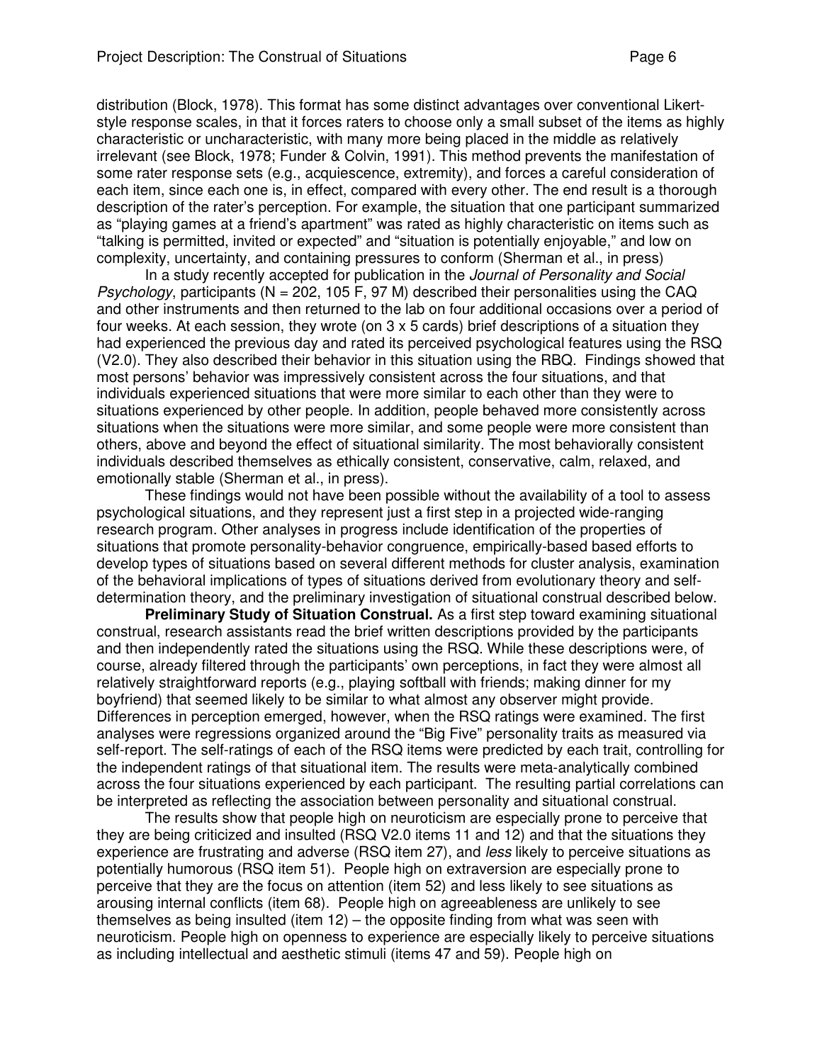distribution (Block, 1978). This format has some distinct advantages over conventional Likert-style response scales, in that it forces raters to choose only a small subset of the items as highly characteristic or uncharacteristic, with many more being placed in the middle as relatively irrelevant (see Block, 1978; Funder & Colvin, 1991). This method prevents the manifestation of some rater response sets (e.g., acquiescence, extremity), and forces a careful consideration of each item, since each one is, in effect, compared with every other. The end result is a thorough description of the rater's perception. For example, the situation that one participant summarized as "playing games at a friend's apartment" was rated as highly characteristic on items such as "talking is permitted, invited or expected" and "situation is potentially enjoyable," and low on complexity, uncertainty, and containing pressures to conform (Sherman et al., in press)

In a study recently accepted for publication in the *Journal of Personality and Social Psychology*, participants (N = 202, 105 F, 97 M) described their personalities using the CAQ and other instruments and then returned to the lab on four additional occasions over a period of four weeks. At each session, they wrote (on 3 x 5 cards) brief descriptions of a situation they had experienced the previous day and rated its perceived psychological features using the RSQ (V2.0). They also described their behavior in this situation using the RBQ. Findings showed that most persons' behavior was impressively consistent across the four situations, and that individuals experienced situations that were more similar to each other than they were to situations experienced by other people. In addition, people behaved more consistently across situations when the situations were more similar, and some people were more consistent than others, above and beyond the effect of situational similarity. The most behaviorally consistent individuals described themselves as ethically consistent, conservative, calm, relaxed, and emotionally stable (Sherman et al., in press).

These findings would not have been possible without the availability of a tool to assess psychological situations, and they represent just a first step in a projected wide-ranging research program. Other analyses in progress include identification of the properties of situations that promote personality-behavior congruence, empirically-based based efforts to develop types of situations based on several different methods for cluster analysis, examination of the behavioral implications of types of situations derived from evolutionary theory and self-determination theory, and the preliminary investigation of situational construal described below.

**Preliminary Study of Situation Construal.** As a first step toward examining situational construal, research assistants read the brief written descriptions provided by the participants and then independently rated the situations using the RSQ. While these descriptions were, of course, already filtered through the participants' own perceptions, in fact they were almost all relatively straightforward reports (e.g., playing softball with friends; making dinner for my boyfriend) that seemed likely to be similar to what almost any observer might provide. Differences in perception emerged, however, when the RSQ ratings were examined. The first analyses were regressions organized around the "Big Five" personality traits as measured via self-report. The self-ratings of each of the RSQ items were predicted by each trait, controlling for the independent ratings of that situational item. The results were meta-analytically combined across the four situations experienced by each participant. The resulting partial correlations can be interpreted as reflecting the association between personality and situational construal.

The results show that people high on neuroticism are especially prone to perceive that they are being criticized and insulted (RSQ V2.0 items 11 and 12) and that the situations they experience are frustrating and adverse (RSQ item 27), and *less* likely to perceive situations as potentially humorous (RSQ item 51). People high on extraversion are especially prone to perceive that they are the focus on attention (item 52) and less likely to see situations as arousing internal conflicts (item 68). People high on agreeableness are unlikely to see themselves as being insulted (item 12) – the opposite finding from what was seen with neuroticism. People high on openness to experience are especially likely to perceive situations as including intellectual and aesthetic stimuli (items 47 and 59). People high on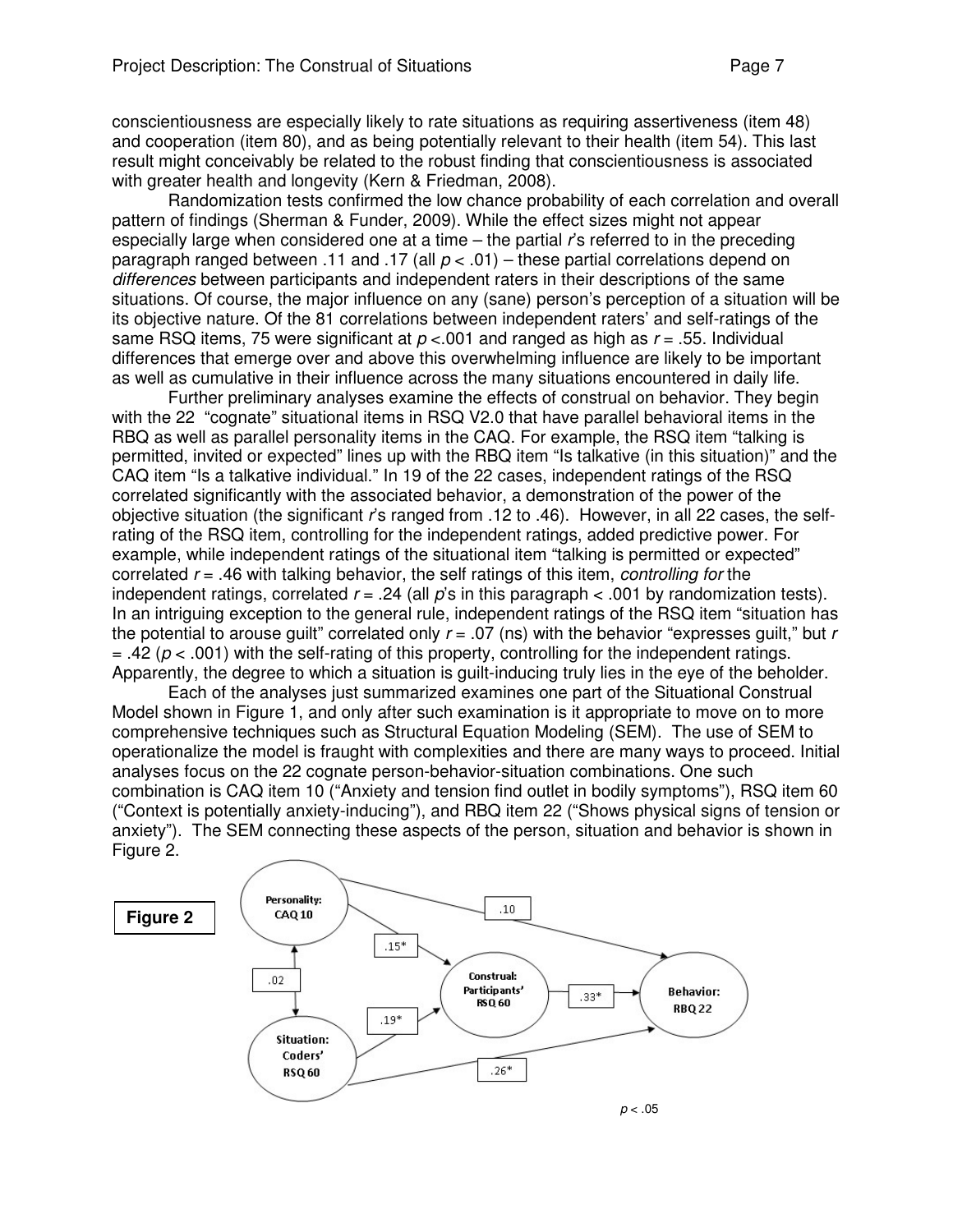conscientiousness are especially likely to rate situations as requiring assertiveness (item 48) and cooperation (item 80), and as being potentially relevant to their health (item 54). This last result might conceivably be related to the robust finding that conscientiousness is associated with greater health and longevity (Kern & Friedman, 2008).

Randomization tests confirmed the low chance probability of each correlation and overall pattern of findings (Sherman & Funder, 2009). While the effect sizes might not appear especially large when considered one at a time – the partial *r*'s referred to in the preceding paragraph ranged between .11 and .17 (all $p < .01$) – these partial correlations depend on *differences* between participants and independent raters in their descriptions of the same situations. Of course, the major influence on any (sane) person's perception of a situation will be its objective nature. Of the 81 correlations between independent raters' and self-ratings of the same RSQ items, 75 were significant at $p < .001$ and ranged as high as $r = .55$. Individual differences that emerge over and above this overwhelming influence are likely to be important as well as cumulative in their influence across the many situations encountered in daily life.

Further preliminary analyses examine the effects of construal on behavior. They begin with the 22 "cognate" situational items in RSQ V2.0 that have parallel behavioral items in the RBQ as well as parallel personality items in the CAQ. For example, the RSQ item "talking is permitted, invited or expected" lines up with the RBQ item "Is talkative (in this situation)" and the CAQ item "Is a talkative individual." In 19 of the 22 cases, independent ratings of the RSQ correlated significantly with the associated behavior, a demonstration of the power of the objective situation (the significant *r*'s ranged from .12 to .46). However, in all 22 cases, the self-rating of the RSQ item, controlling for the independent ratings, added predictive power. For example, while independent ratings of the situational item "talking is permitted or expected" correlated $r = .46$ with talking behavior, the self ratings of this item, *controlling for* the independent ratings, correlated $r = .24$ (all *p*'s in this paragraph < .001 by randomization tests). In an intriguing exception to the general rule, independent ratings of the RSQ item "situation has the potential to arouse guilt" correlated only $r = .07$ (ns) with the behavior "expresses guilt," but $r = .42$ ($p < .001$) with the self-rating of this property, controlling for the independent ratings. Apparently, the degree to which a situation is guilt-inducing truly lies in the eye of the beholder.

Each of the analyses just summarized examines one part of the Situational Construal Model shown in Figure 1, and only after such examination is it appropriate to move on to more comprehensive techniques such as Structural Equation Modeling (SEM). The use of SEM to operationalize the model is fraught with complexities and there are many ways to proceed. Initial analyses focus on the 22 cognate person-behavior-situation combinations. One such combination is CAQ item 10 ("Anxiety and tension find outlet in bodily symptoms"), RSQ item 60 ("Context is potentially anxiety-inducing"), and RBQ item 22 ("Shows physical signs of tension or anxiety"). The SEM connecting these aspects of the person, situation and behavior is shown in Figure 2.

**Figure 2**

Personality: CAQ 10; Situation: Coders' RSQ 60; Construal: Participants' RSQ 60; Behavior: RBQ 22

Paths: Personality ↔ Situation .02; Personality → Construal .15*; Situation → Construal .19*; Construal → Behavior .33*; Personality → Behavior .10; Situation → Behavior .26*

*$p < .05$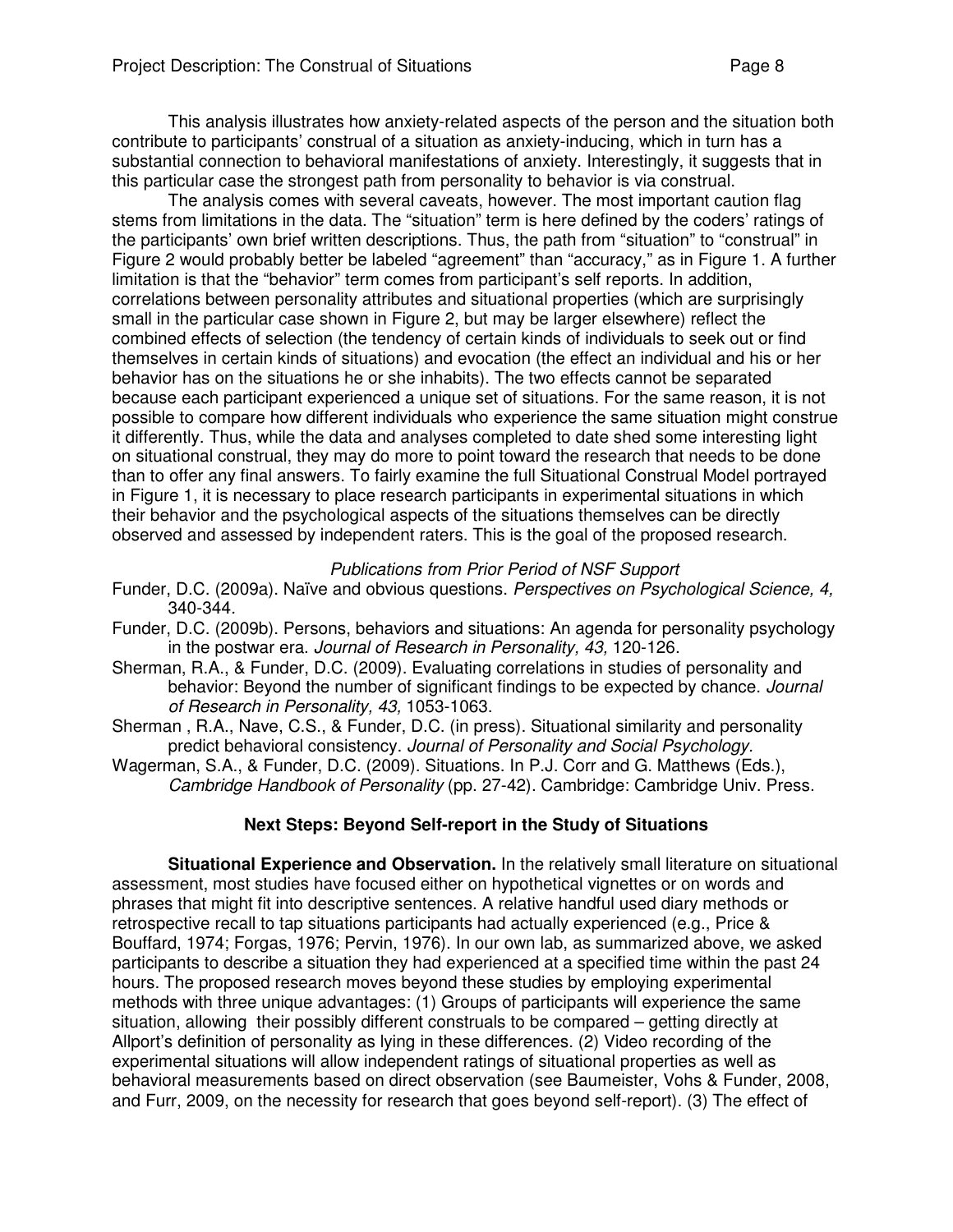This analysis illustrates how anxiety-related aspects of the person and the situation both contribute to participants' construal of a situation as anxiety-inducing, which in turn has a substantial connection to behavioral manifestations of anxiety. Interestingly, it suggests that in this particular case the strongest path from personality to behavior is via construal.

The analysis comes with several caveats, however. The most important caution flag stems from limitations in the data. The "situation" term is here defined by the coders' ratings of the participants' own brief written descriptions. Thus, the path from "situation" to "construal" in Figure 2 would probably better be labeled "agreement" than "accuracy," as in Figure 1. A further limitation is that the "behavior" term comes from participant's self reports. In addition, correlations between personality attributes and situational properties (which are surprisingly small in the particular case shown in Figure 2, but may be larger elsewhere) reflect the combined effects of selection (the tendency of certain kinds of individuals to seek out or find themselves in certain kinds of situations) and evocation (the effect an individual and his or her behavior has on the situations he or she inhabits). The two effects cannot be separated because each participant experienced a unique set of situations. For the same reason, it is not possible to compare how different individuals who experience the same situation might construe it differently. Thus, while the data and analyses completed to date shed some interesting light on situational construal, they may do more to point toward the research that needs to be done than to offer any final answers. To fairly examine the full Situational Construal Model portrayed in Figure 1, it is necessary to place research participants in experimental situations in which their behavior and the psychological aspects of the situations themselves can be directly observed and assessed by independent raters. This is the goal of the proposed research.

*Publications from Prior Period of NSF Support*

Funder, D.C. (2009a). Naïve and obvious questions. *Perspectives on Psychological Science, 4,* 340-344.

Funder, D.C. (2009b). Persons, behaviors and situations: An agenda for personality psychology in the postwar era. *Journal of Research in Personality, 43,* 120-126.

Sherman, R.A., & Funder, D.C. (2009). Evaluating correlations in studies of personality and behavior: Beyond the number of significant findings to be expected by chance. *Journal of Research in Personality, 43,* 1053-1063.

Sherman , R.A., Nave, C.S., & Funder, D.C. (in press). Situational similarity and personality predict behavioral consistency. *Journal of Personality and Social Psychology.*

Wagerman, S.A., & Funder, D.C. (2009). Situations. In P.J. Corr and G. Matthews (Eds.), *Cambridge Handbook of Personality* (pp. 27-42). Cambridge: Cambridge Univ. Press.

## Next Steps: Beyond Self-report in the Study of Situations

**Situational Experience and Observation.** In the relatively small literature on situational assessment, most studies have focused either on hypothetical vignettes or on words and phrases that might fit into descriptive sentences. A relative handful used diary methods or retrospective recall to tap situations participants had actually experienced (e.g., Price & Bouffard, 1974; Forgas, 1976; Pervin, 1976). In our own lab, as summarized above, we asked participants to describe a situation they had experienced at a specified time within the past 24 hours. The proposed research moves beyond these studies by employing experimental methods with three unique advantages: (1) Groups of participants will experience the same situation, allowing their possibly different construals to be compared – getting directly at Allport's definition of personality as lying in these differences. (2) Video recording of the experimental situations will allow independent ratings of situational properties as well as behavioral measurements based on direct observation (see Baumeister, Vohs & Funder, 2008, and Furr, 2009, on the necessity for research that goes beyond self-report). (3) The effect of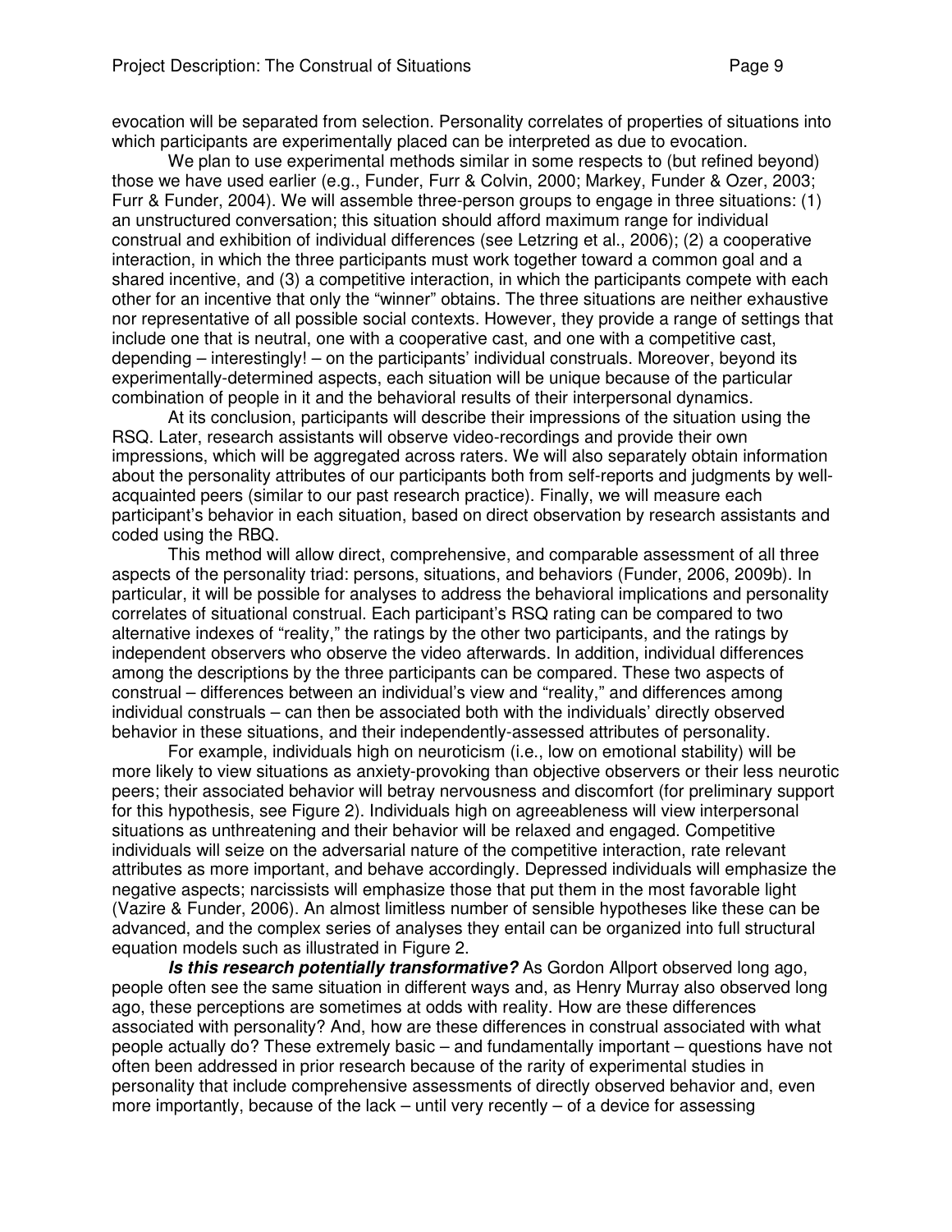evocation will be separated from selection. Personality correlates of properties of situations into which participants are experimentally placed can be interpreted as due to evocation.

We plan to use experimental methods similar in some respects to (but refined beyond) those we have used earlier (e.g., Funder, Furr & Colvin, 2000; Markey, Funder & Ozer, 2003; Furr & Funder, 2004). We will assemble three-person groups to engage in three situations: (1) an unstructured conversation; this situation should afford maximum range for individual construal and exhibition of individual differences (see Letzring et al., 2006); (2) a cooperative interaction, in which the three participants must work together toward a common goal and a shared incentive, and (3) a competitive interaction, in which the participants compete with each other for an incentive that only the "winner" obtains. The three situations are neither exhaustive nor representative of all possible social contexts. However, they provide a range of settings that include one that is neutral, one with a cooperative cast, and one with a competitive cast, depending – interestingly! – on the participants' individual construals. Moreover, beyond its experimentally-determined aspects, each situation will be unique because of the particular combination of people in it and the behavioral results of their interpersonal dynamics.

At its conclusion, participants will describe their impressions of the situation using the RSQ. Later, research assistants will observe video-recordings and provide their own impressions, which will be aggregated across raters. We will also separately obtain information about the personality attributes of our participants both from self-reports and judgments by well-acquainted peers (similar to our past research practice). Finally, we will measure each participant's behavior in each situation, based on direct observation by research assistants and coded using the RBQ.

This method will allow direct, comprehensive, and comparable assessment of all three aspects of the personality triad: persons, situations, and behaviors (Funder, 2006, 2009b). In particular, it will be possible for analyses to address the behavioral implications and personality correlates of situational construal. Each participant's RSQ rating can be compared to two alternative indexes of "reality," the ratings by the other two participants, and the ratings by independent observers who observe the video afterwards. In addition, individual differences among the descriptions by the three participants can be compared. These two aspects of construal – differences between an individual's view and "reality," and differences among individual construals – can then be associated both with the individuals' directly observed behavior in these situations, and their independently-assessed attributes of personality.

For example, individuals high on neuroticism (i.e., low on emotional stability) will be more likely to view situations as anxiety-provoking than objective observers or their less neurotic peers; their associated behavior will betray nervousness and discomfort (for preliminary support for this hypothesis, see Figure 2). Individuals high on agreeableness will view interpersonal situations as unthreatening and their behavior will be relaxed and engaged. Competitive individuals will seize on the adversarial nature of the competitive interaction, rate relevant attributes as more important, and behave accordingly. Depressed individuals will emphasize the negative aspects; narcissists will emphasize those that put them in the most favorable light (Vazire & Funder, 2006). An almost limitless number of sensible hypotheses like these can be advanced, and the complex series of analyses they entail can be organized into full structural equation models such as illustrated in Figure 2.

***Is this research potentially transformative?*** As Gordon Allport observed long ago, people often see the same situation in different ways and, as Henry Murray also observed long ago, these perceptions are sometimes at odds with reality. How are these differences associated with personality? And, how are these differences in construal associated with what people actually do? These extremely basic – and fundamentally important – questions have not often been addressed in prior research because of the rarity of experimental studies in personality that include comprehensive assessments of directly observed behavior and, even more importantly, because of the lack – until very recently – of a device for assessing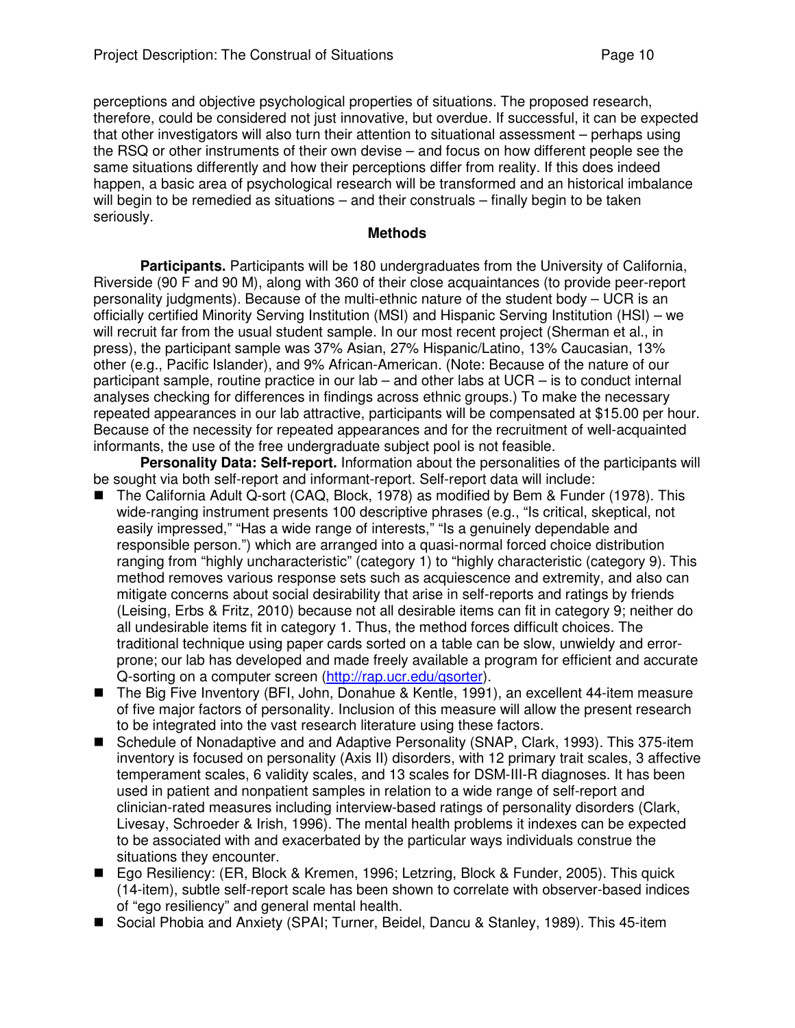perceptions and objective psychological properties of situations. The proposed research, therefore, could be considered not just innovative, but overdue. If successful, it can be expected that other investigators will also turn their attention to situational assessment – perhaps using the RSQ or other instruments of their own devise – and focus on how different people see the same situations differently and how their perceptions differ from reality. If this does indeed happen, a basic area of psychological research will be transformed and an historical imbalance will begin to be remedied as situations – and their construals – finally begin to be taken seriously.

## Methods

**Participants.** Participants will be 180 undergraduates from the University of California, Riverside (90 F and 90 M), along with 360 of their close acquaintances (to provide peer-report personality judgments). Because of the multi-ethnic nature of the student body – UCR is an officially certified Minority Serving Institution (MSI) and Hispanic Serving Institution (HSI) – we will recruit far from the usual student sample. In our most recent project (Sherman et al., in press), the participant sample was 37% Asian, 27% Hispanic/Latino, 13% Caucasian, 13% other (e.g., Pacific Islander), and 9% African-American. (Note: Because of the nature of our participant sample, routine practice in our lab – and other labs at UCR – is to conduct internal analyses checking for differences in findings across ethnic groups.) To make the necessary repeated appearances in our lab attractive, participants will be compensated at $15.00 per hour. Because of the necessity for repeated appearances and for the recruitment of well-acquainted informants, the use of the free undergraduate subject pool is not feasible.

**Personality Data: Self-report.** Information about the personalities of the participants will be sought via both self-report and informant-report. Self-report data will include:

- The California Adult Q-sort (CAQ, Block, 1978) as modified by Bem & Funder (1978). This wide-ranging instrument presents 100 descriptive phrases (e.g., "Is critical, skeptical, not easily impressed," "Has a wide range of interests," "Is a genuinely dependable and responsible person.") which are arranged into a quasi-normal forced choice distribution ranging from "highly uncharacteristic" (category 1) to "highly characteristic" (category 9). This method removes various response sets such as acquiescence and extremity, and also can mitigate concerns about social desirability that arise in self-reports and ratings by friends (Leising, Erbs & Fritz, 2010) because not all desirable items can fit in category 9; neither do all undesirable items fit in category 1. Thus, the method forces difficult choices. The traditional technique using paper cards sorted on a table can be slow, unwieldy and error-prone; our lab has developed and made freely available a program for efficient and accurate Q-sorting on a computer screen (http://rap.ucr.edu/qsorter).
- The Big Five Inventory (BFI, John, Donahue & Kentle, 1991), an excellent 44-item measure of five major factors of personality. Inclusion of this measure will allow the present research to be integrated into the vast research literature using these factors.
- Schedule of Nonadaptive and and Adaptive Personality (SNAP, Clark, 1993). This 375-item inventory is focused on personality (Axis II) disorders, with 12 primary trait scales, 3 affective temperament scales, 6 validity scales, and 13 scales for DSM-III-R diagnoses. It has been used in patient and nonpatient samples in relation to a wide range of self-report and clinician-rated measures including interview-based ratings of personality disorders (Clark, Livesay, Schroeder & Irish, 1996). The mental health problems it indexes can be expected to be associated with and exacerbated by the particular ways individuals construe the situations they encounter.
- Ego Resiliency: (ER, Block & Kremen, 1996; Letzring, Block & Funder, 2005). This quick (14-item), subtle self-report scale has been shown to correlate with observer-based indices of "ego resiliency" and general mental health.
- Social Phobia and Anxiety (SPAI; Turner, Beidel, Dancu & Stanley, 1989). This 45-item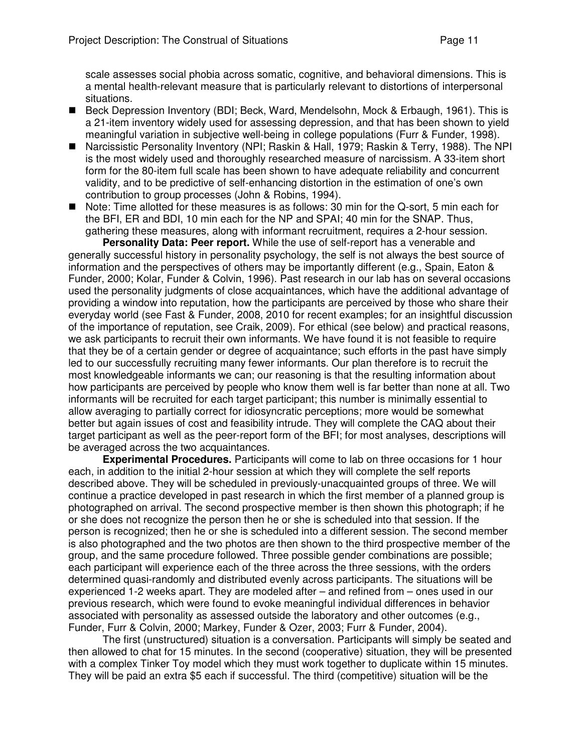scale assesses social phobia across somatic, cognitive, and behavioral dimensions. This is a mental health-relevant measure that is particularly relevant to distortions of interpersonal situations.

- Beck Depression Inventory (BDI; Beck, Ward, Mendelsohn, Mock & Erbaugh, 1961). This is a 21-item inventory widely used for assessing depression, and that has been shown to yield meaningful variation in subjective well-being in college populations (Furr & Funder, 1998).
- Narcissistic Personality Inventory (NPI; Raskin & Hall, 1979; Raskin & Terry, 1988). The NPI is the most widely used and thoroughly researched measure of narcissism. A 33-item short form for the 80-item full scale has been shown to have adequate reliability and concurrent validity, and to be predictive of self-enhancing distortion in the estimation of one's own contribution to group processes (John & Robins, 1994).
- Note: Time allotted for these measures is as follows: 30 min for the Q-sort, 5 min each for the BFI, ER and BDI, 10 min each for the NP and SPAI; 40 min for the SNAP. Thus, gathering these measures, along with informant recruitment, requires a 2-hour session.

**Personality Data: Peer report.** While the use of self-report has a venerable and generally successful history in personality psychology, the self is not always the best source of information and the perspectives of others may be importantly different (e.g., Spain, Eaton & Funder, 2000; Kolar, Funder & Colvin, 1996). Past research in our lab has on several occasions used the personality judgments of close acquaintances, which have the additional advantage of providing a window into reputation, how the participants are perceived by those who share their everyday world (see Fast & Funder, 2008, 2010 for recent examples; for an insightful discussion of the importance of reputation, see Craik, 2009). For ethical (see below) and practical reasons, we ask participants to recruit their own informants. We have found it is not feasible to require that they be of a certain gender or degree of acquaintance; such efforts in the past have simply led to our successfully recruiting many fewer informants. Our plan therefore is to recruit the most knowledgeable informants we can; our reasoning is that the resulting information about how participants are perceived by people who know them well is far better than none at all. Two informants will be recruited for each target participant; this number is minimally essential to allow averaging to partially correct for idiosyncratic perceptions; more would be somewhat better but again issues of cost and feasibility intrude. They will complete the CAQ about their target participant as well as the peer-report form of the BFI; for most analyses, descriptions will be averaged across the two acquaintances.

**Experimental Procedures.** Participants will come to lab on three occasions for 1 hour each, in addition to the initial 2-hour session at which they will complete the self reports described above. They will be scheduled in previously-unacquainted groups of three. We will continue a practice developed in past research in which the first member of a planned group is photographed on arrival. The second prospective member is then shown this photograph; if he or she does not recognize the person then he or she is scheduled into that session. If the person is recognized; then he or she is scheduled into a different session. The second member is also photographed and the two photos are then shown to the third prospective member of the group, and the same procedure followed. Three possible gender combinations are possible; each participant will experience each of the three across the three sessions, with the orders determined quasi-randomly and distributed evenly across participants. The situations will be experienced 1-2 weeks apart. They are modeled after – and refined from – ones used in our previous research, which were found to evoke meaningful individual differences in behavior associated with personality as assessed outside the laboratory and other outcomes (e.g., Funder, Furr & Colvin, 2000; Markey, Funder & Ozer, 2003; Furr & Funder, 2004).

The first (unstructured) situation is a conversation. Participants will simply be seated and then allowed to chat for 15 minutes. In the second (cooperative) situation, they will be presented with a complex Tinker Toy model which they must work together to duplicate within 15 minutes. They will be paid an extra $5 each if successful. The third (competitive) situation will be the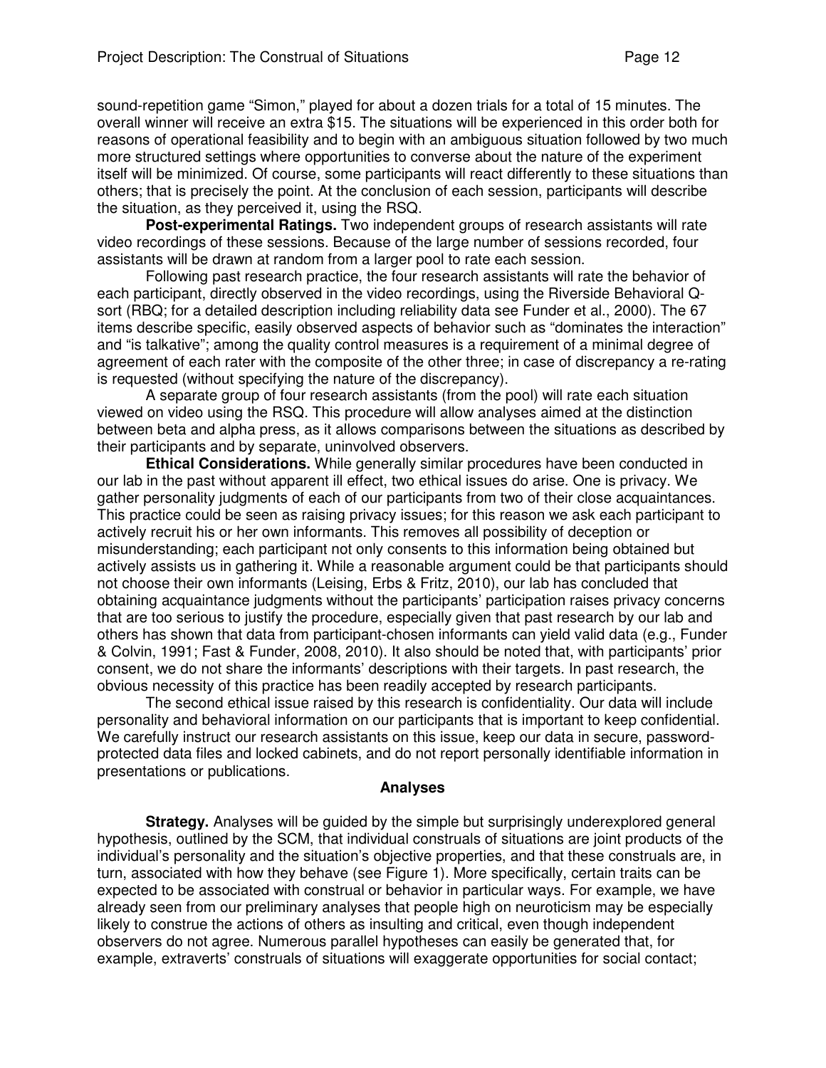sound-repetition game "Simon," played for about a dozen trials for a total of 15 minutes. The overall winner will receive an extra $15. The situations will be experienced in this order both for reasons of operational feasibility and to begin with an ambiguous situation followed by two much more structured settings where opportunities to converse about the nature of the experiment itself will be minimized. Of course, some participants will react differently to these situations than others; that is precisely the point. At the conclusion of each session, participants will describe the situation, as they perceived it, using the RSQ.

**Post-experimental Ratings.** Two independent groups of research assistants will rate video recordings of these sessions. Because of the large number of sessions recorded, four assistants will be drawn at random from a larger pool to rate each session.

Following past research practice, the four research assistants will rate the behavior of each participant, directly observed in the video recordings, using the Riverside Behavioral Q-sort (RBQ; for a detailed description including reliability data see Funder et al., 2000). The 67 items describe specific, easily observed aspects of behavior such as "dominates the interaction" and "is talkative"; among the quality control measures is a requirement of a minimal degree of agreement of each rater with the composite of the other three; in case of discrepancy a re-rating is requested (without specifying the nature of the discrepancy).

A separate group of four research assistants (from the pool) will rate each situation viewed on video using the RSQ. This procedure will allow analyses aimed at the distinction between beta and alpha press, as it allows comparisons between the situations as described by their participants and by separate, uninvolved observers.

**Ethical Considerations.** While generally similar procedures have been conducted in our lab in the past without apparent ill effect, two ethical issues do arise. One is privacy. We gather personality judgments of each of our participants from two of their close acquaintances. This practice could be seen as raising privacy issues; for this reason we ask each participant to actively recruit his or her own informants. This removes all possibility of deception or misunderstanding; each participant not only consents to this information being obtained but actively assists us in gathering it. While a reasonable argument could be that participants should not choose their own informants (Leising, Erbs & Fritz, 2010), our lab has concluded that obtaining acquaintance judgments without the participants' participation raises privacy concerns that are too serious to justify the procedure, especially given that past research by our lab and others has shown that data from participant-chosen informants can yield valid data (e.g., Funder & Colvin, 1991; Fast & Funder, 2008, 2010). It also should be noted that, with participants' prior consent, we do not share the informants' descriptions with their targets. In past research, the obvious necessity of this practice has been readily accepted by research participants.

The second ethical issue raised by this research is confidentiality. Our data will include personality and behavioral information on our participants that is important to keep confidential. We carefully instruct our research assistants on this issue, keep our data in secure, password-protected data files and locked cabinets, and do not report personally identifiable information in presentations or publications.

## Analyses

**Strategy.** Analyses will be guided by the simple but surprisingly underexplored general hypothesis, outlined by the SCM, that individual construals of situations are joint products of the individual's personality and the situation's objective properties, and that these construals are, in turn, associated with how they behave (see Figure 1). More specifically, certain traits can be expected to be associated with construal or behavior in particular ways. For example, we have already seen from our preliminary analyses that people high on neuroticism may be especially likely to construe the actions of others as insulting and critical, even though independent observers do not agree. Numerous parallel hypotheses can easily be generated that, for example, extraverts' construals of situations will exaggerate opportunities for social contact;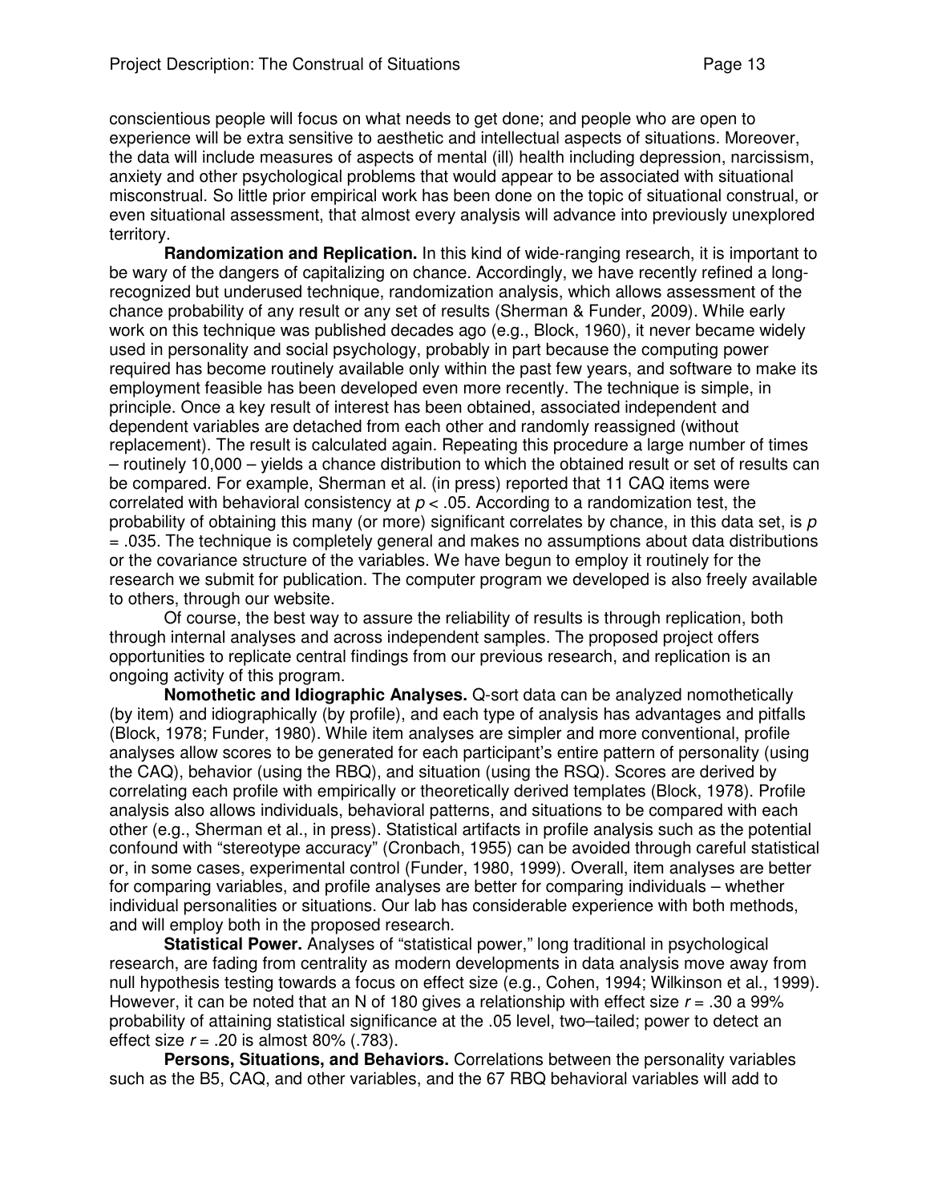conscientious people will focus on what needs to get done; and people who are open to experience will be extra sensitive to aesthetic and intellectual aspects of situations. Moreover, the data will include measures of aspects of mental (ill) health including depression, narcissism, anxiety and other psychological problems that would appear to be associated with situational misconstrual. So little prior empirical work has been done on the topic of situational construal, or even situational assessment, that almost every analysis will advance into previously unexplored territory.

**Randomization and Replication.** In this kind of wide-ranging research, it is important to be wary of the dangers of capitalizing on chance. Accordingly, we have recently refined a long-recognized but underused technique, randomization analysis, which allows assessment of the chance probability of any result or any set of results (Sherman & Funder, 2009). While early work on this technique was published decades ago (e.g., Block, 1960), it never became widely used in personality and social psychology, probably in part because the computing power required has become routinely available only within the past few years, and software to make its employment feasible has been developed even more recently. The technique is simple, in principle. Once a key result of interest has been obtained, associated independent and dependent variables are detached from each other and randomly reassigned (without replacement). The result is calculated again. Repeating this procedure a large number of times – routinely 10,000 – yields a chance distribution to which the obtained result or set of results can be compared. For example, Sherman et al. (in press) reported that 11 CAQ items were correlated with behavioral consistency at $p < .05$. According to a randomization test, the probability of obtaining this many (or more) significant correlates by chance, in this data set, is $p = .035$. The technique is completely general and makes no assumptions about data distributions or the covariance structure of the variables. We have begun to employ it routinely for the research we submit for publication. The computer program we developed is also freely available to others, through our website.

Of course, the best way to assure the reliability of results is through replication, both through internal analyses and across independent samples. The proposed project offers opportunities to replicate central findings from our previous research, and replication is an ongoing activity of this program.

**Nomothetic and Idiographic Analyses.** Q-sort data can be analyzed nomothetically (by item) and idiographically (by profile), and each type of analysis has advantages and pitfalls (Block, 1978; Funder, 1980). While item analyses are simpler and more conventional, profile analyses allow scores to be generated for each participant's entire pattern of personality (using the CAQ), behavior (using the RBQ), and situation (using the RSQ). Scores are derived by correlating each profile with empirically or theoretically derived templates (Block, 1978). Profile analysis also allows individuals, behavioral patterns, and situations to be compared with each other (e.g., Sherman et al., in press). Statistical artifacts in profile analysis such as the potential confound with "stereotype accuracy" (Cronbach, 1955) can be avoided through careful statistical or, in some cases, experimental control (Funder, 1980, 1999). Overall, item analyses are better for comparing variables, and profile analyses are better for comparing individuals – whether individual personalities or situations. Our lab has considerable experience with both methods, and will employ both in the proposed research.

**Statistical Power.** Analyses of "statistical power," long traditional in psychological research, are fading from centrality as modern developments in data analysis move away from null hypothesis testing towards a focus on effect size (e.g., Cohen, 1994; Wilkinson et al., 1999). However, it can be noted that an N of 180 gives a relationship with effect size $r = .30$ a 99% probability of attaining statistical significance at the .05 level, two–tailed; power to detect an effect size $r = .20$ is almost 80% (.783).

**Persons, Situations, and Behaviors.** Correlations between the personality variables such as the B5, CAQ, and other variables, and the 67 RBQ behavioral variables will add to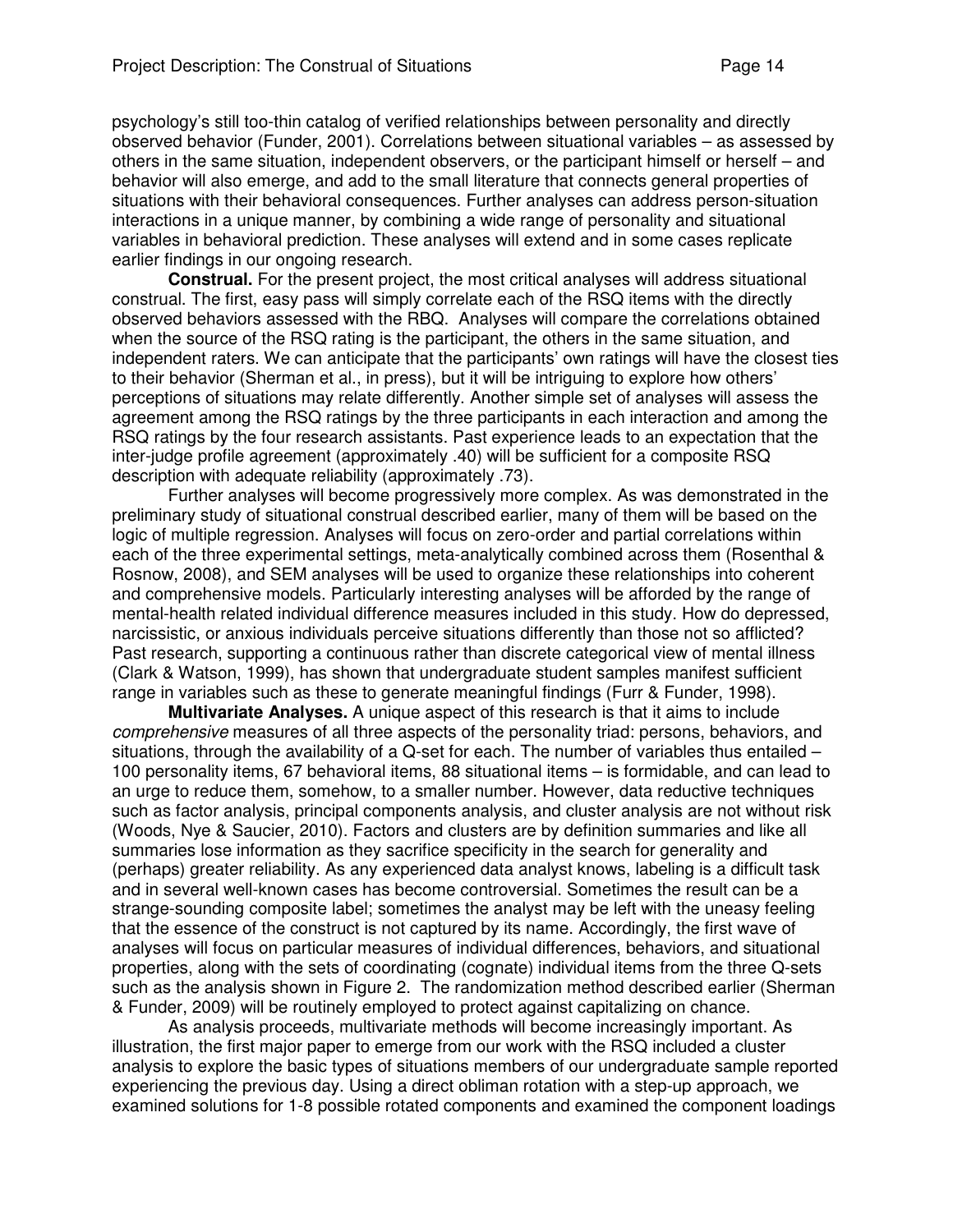psychology's still too-thin catalog of verified relationships between personality and directly observed behavior (Funder, 2001). Correlations between situational variables – as assessed by others in the same situation, independent observers, or the participant himself or herself – and behavior will also emerge, and add to the small literature that connects general properties of situations with their behavioral consequences. Further analyses can address person-situation interactions in a unique manner, by combining a wide range of personality and situational variables in behavioral prediction. These analyses will extend and in some cases replicate earlier findings in our ongoing research.

**Construal.** For the present project, the most critical analyses will address situational construal. The first, easy pass will simply correlate each of the RSQ items with the directly observed behaviors assessed with the RBQ. Analyses will compare the correlations obtained when the source of the RSQ rating is the participant, the others in the same situation, and independent raters. We can anticipate that the participants' own ratings will have the closest ties to their behavior (Sherman et al., in press), but it will be intriguing to explore how others' perceptions of situations may relate differently. Another simple set of analyses will assess the agreement among the RSQ ratings by the three participants in each interaction and among the RSQ ratings by the four research assistants. Past experience leads to an expectation that the inter-judge profile agreement (approximately .40) will be sufficient for a composite RSQ description with adequate reliability (approximately .73).

Further analyses will become progressively more complex. As was demonstrated in the preliminary study of situational construal described earlier, many of them will be based on the logic of multiple regression. Analyses will focus on zero-order and partial correlations within each of the three experimental settings, meta-analytically combined across them (Rosenthal & Rosnow, 2008), and SEM analyses will be used to organize these relationships into coherent and comprehensive models. Particularly interesting analyses will be afforded by the range of mental-health related individual difference measures included in this study. How do depressed, narcissistic, or anxious individuals perceive situations differently than those not so afflicted? Past research, supporting a continuous rather than discrete categorical view of mental illness (Clark & Watson, 1999), has shown that undergraduate student samples manifest sufficient range in variables such as these to generate meaningful findings (Furr & Funder, 1998).

**Multivariate Analyses.** A unique aspect of this research is that it aims to include *comprehensive* measures of all three aspects of the personality triad: persons, behaviors, and situations, through the availability of a Q-set for each. The number of variables thus entailed – 100 personality items, 67 behavioral items, 88 situational items – is formidable, and can lead to an urge to reduce them, somehow, to a smaller number. However, data reductive techniques such as factor analysis, principal components analysis, and cluster analysis are not without risk (Woods, Nye & Saucier, 2010). Factors and clusters are by definition summaries and like all summaries lose information as they sacrifice specificity in the search for generality and (perhaps) greater reliability. As any experienced data analyst knows, labeling is a difficult task and in several well-known cases has become controversial. Sometimes the result can be a strange-sounding composite label; sometimes the analyst may be left with the uneasy feeling that the essence of the construct is not captured by its name. Accordingly, the first wave of analyses will focus on particular measures of individual differences, behaviors, and situational properties, along with the sets of coordinating (cognate) individual items from the three Q-sets such as the analysis shown in Figure 2. The randomization method described earlier (Sherman & Funder, 2009) will be routinely employed to protect against capitalizing on chance.

As analysis proceeds, multivariate methods will become increasingly important. As illustration, the first major paper to emerge from our work with the RSQ included a cluster analysis to explore the basic types of situations members of our undergraduate sample reported experiencing the previous day. Using a direct obliman rotation with a step-up approach, we examined solutions for 1-8 possible rotated components and examined the component loadings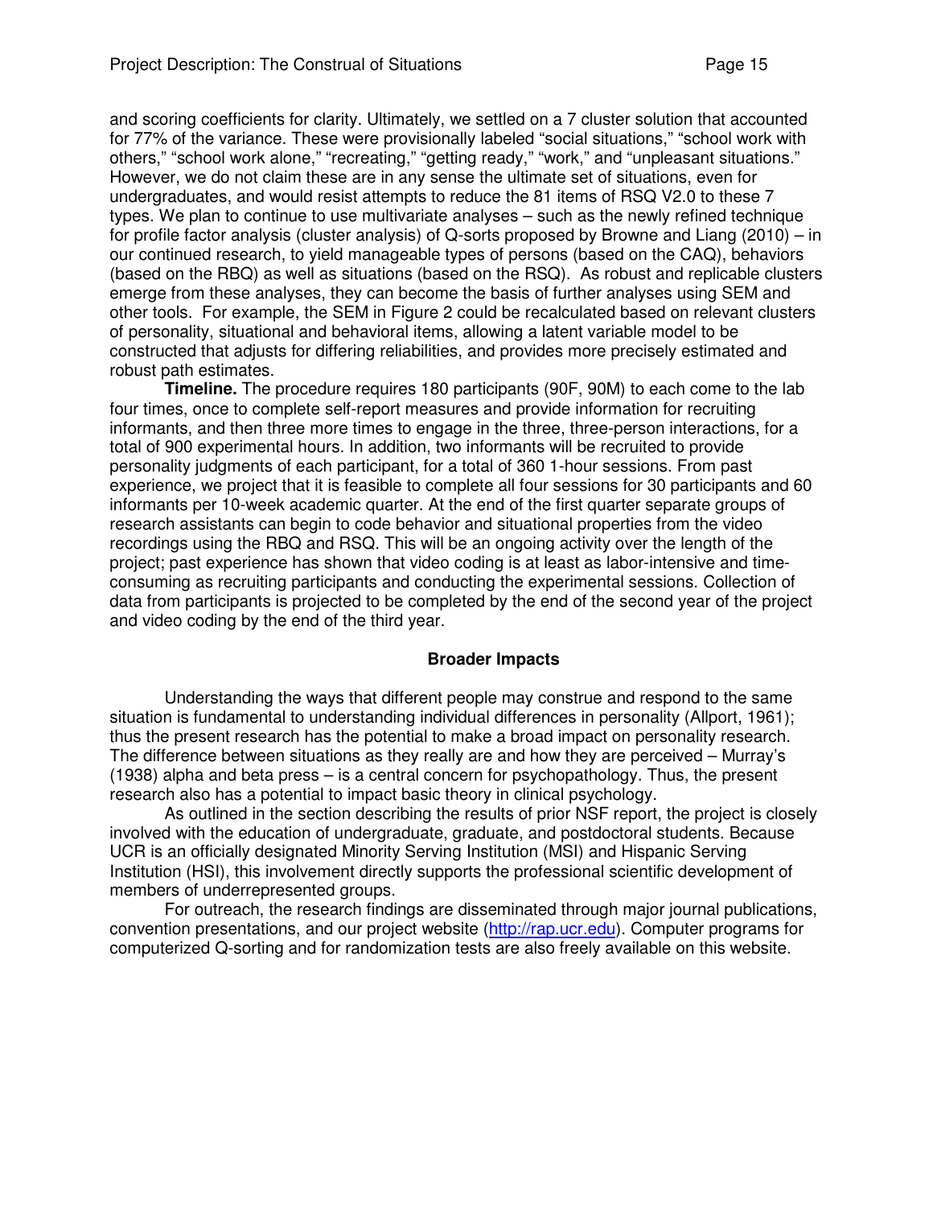and scoring coefficients for clarity. Ultimately, we settled on a 7 cluster solution that accounted for 77% of the variance. These were provisionally labeled “social situations,” “school work with others,” “school work alone,” “recreating,” “getting ready,” “work,” and “unpleasant situations.” However, we do not claim these are in any sense the ultimate set of situations, even for undergraduates, and would resist attempts to reduce the 81 items of RSQ V2.0 to these 7 types. We plan to continue to use multivariate analyses – such as the newly refined technique for profile factor analysis (cluster analysis) of Q-sorts proposed by Browne and Liang (2010) – in our continued research, to yield manageable types of persons (based on the CAQ), behaviors (based on the RBQ) as well as situations (based on the RSQ). As robust and replicable clusters emerge from these analyses, they can become the basis of further analyses using SEM and other tools. For example, the SEM in Figure 2 could be recalculated based on relevant clusters of personality, situational and behavioral items, allowing a latent variable model to be constructed that adjusts for differing reliabilities, and provides more precisely estimated and robust path estimates.

**Timeline.** The procedure requires 180 participants (90F, 90M) to each come to the lab four times, once to complete self-report measures and provide information for recruiting informants, and then three more times to engage in the three, three-person interactions, for a total of 900 experimental hours. In addition, two informants will be recruited to provide personality judgments of each participant, for a total of 360 1-hour sessions. From past experience, we project that it is feasible to complete all four sessions for 30 participants and 60 informants per 10-week academic quarter. At the end of the first quarter separate groups of research assistants can begin to code behavior and situational properties from the video recordings using the RBQ and RSQ. This will be an ongoing activity over the length of the project; past experience has shown that video coding is at least as labor-intensive and time-consuming as recruiting participants and conducting the experimental sessions. Collection of data from participants is projected to be completed by the end of the second year of the project and video coding by the end of the third year.

## Broader Impacts

Understanding the ways that different people may construe and respond to the same situation is fundamental to understanding individual differences in personality (Allport, 1961); thus the present research has the potential to make a broad impact on personality research. The difference between situations as they really are and how they are perceived – Murray’s (1938) alpha and beta press – is a central concern for psychopathology. Thus, the present research also has a potential to impact basic theory in clinical psychology.

As outlined in the section describing the results of prior NSF report, the project is closely involved with the education of undergraduate, graduate, and postdoctoral students. Because UCR is an officially designated Minority Serving Institution (MSI) and Hispanic Serving Institution (HSI), this involvement directly supports the professional scientific development of members of underrepresented groups.

For outreach, the research findings are disseminated through major journal publications, convention presentations, and our project website (http://rap.ucr.edu). Computer programs for computerized Q-sorting and for randomization tests are also freely available on this website.